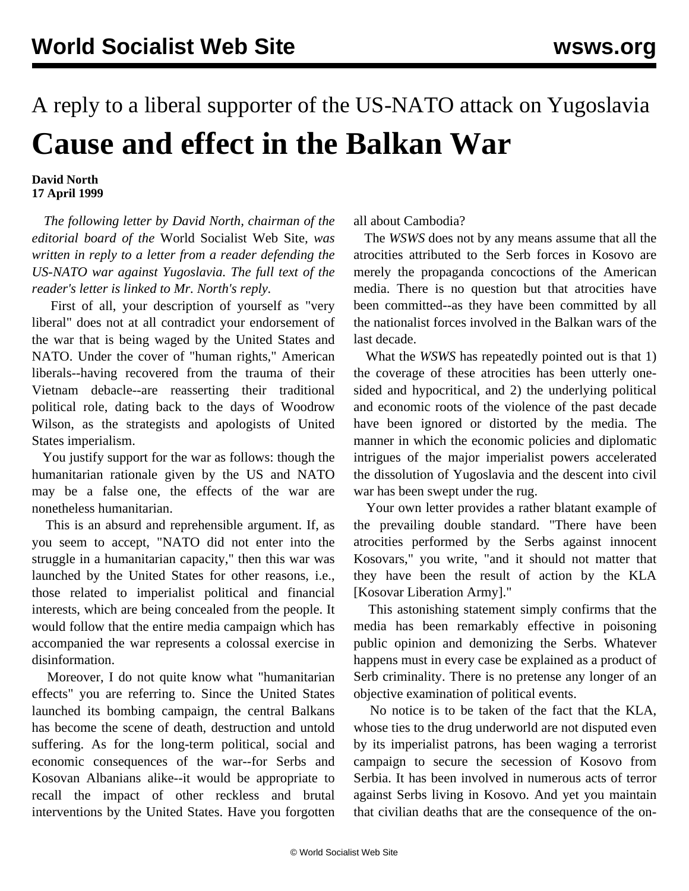A reply to a liberal supporter of the US-NATO attack on Yugoslavia

# Cause and effect in the Balkan War

**David North**
**17 April 1999**

*The following letter by David North, chairman of the editorial board of the* World Socialist Web Site, *was written in reply to a letter from a reader defending the US-NATO war against Yugoslavia. The full text of the reader's letter is linked to Mr. North's reply.*

First of all, your description of yourself as "very liberal" does not at all contradict your endorsement of the war that is being waged by the United States and NATO. Under the cover of "human rights," American liberals--having recovered from the trauma of their Vietnam debacle--are reasserting their traditional political role, dating back to the days of Woodrow Wilson, as the strategists and apologists of United States imperialism.

You justify support for the war as follows: though the humanitarian rationale given by the US and NATO may be a false one, the effects of the war are nonetheless humanitarian.

This is an absurd and reprehensible argument. If, as you seem to accept, "NATO did not enter into the struggle in a humanitarian capacity," then this war was launched by the United States for other reasons, i.e., those related to imperialist political and financial interests, which are being concealed from the people. It would follow that the entire media campaign which has accompanied the war represents a colossal exercise in disinformation.

Moreover, I do not quite know what "humanitarian effects" you are referring to. Since the United States launched its bombing campaign, the central Balkans has become the scene of death, destruction and untold suffering. As for the long-term political, social and economic consequences of the war--for Serbs and Kosovan Albanians alike--it would be appropriate to recall the impact of other reckless and brutal interventions by the United States. Have you forgotten all about Cambodia?

The *WSWS* does not by any means assume that all the atrocities attributed to the Serb forces in Kosovo are merely the propaganda concoctions of the American media. There is no question but that atrocities have been committed--as they have been committed by all the nationalist forces involved in the Balkan wars of the last decade.

What the *WSWS* has repeatedly pointed out is that 1) the coverage of these atrocities has been utterly one-sided and hypocritical, and 2) the underlying political and economic roots of the violence of the past decade have been ignored or distorted by the media. The manner in which the economic policies and diplomatic intrigues of the major imperialist powers accelerated the dissolution of Yugoslavia and the descent into civil war has been swept under the rug.

Your own letter provides a rather blatant example of the prevailing double standard. "There have been atrocities performed by the Serbs against innocent Kosovars," you write, "and it should not matter that they have been the result of action by the KLA [Kosovar Liberation Army]."

This astonishing statement simply confirms that the media has been remarkably effective in poisoning public opinion and demonizing the Serbs. Whatever happens must in every case be explained as a product of Serb criminality. There is no pretense any longer of an objective examination of political events.

No notice is to be taken of the fact that the KLA, whose ties to the drug underworld are not disputed even by its imperialist patrons, has been waging a terrorist campaign to secure the secession of Kosovo from Serbia. It has been involved in numerous acts of terror against Serbs living in Kosovo. And yet you maintain that civilian deaths that are the consequence of the on-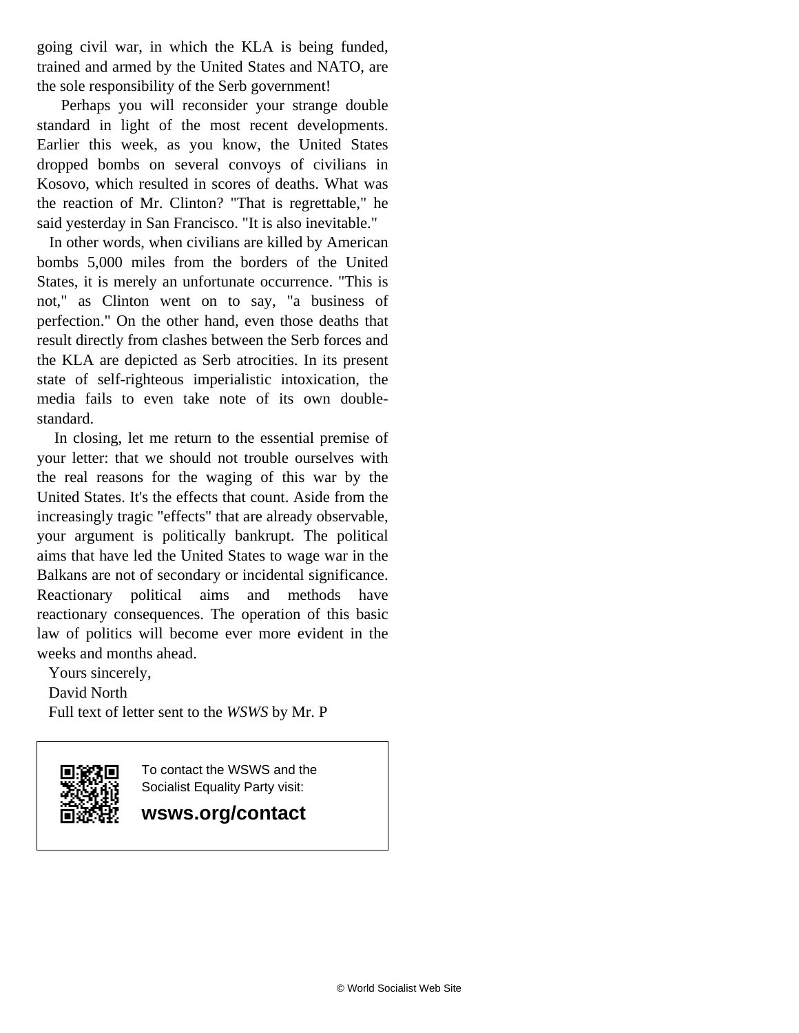going civil war, in which the KLA is being funded, trained and armed by the United States and NATO, are the sole responsibility of the Serb government!

Perhaps you will reconsider your strange double standard in light of the most recent developments. Earlier this week, as you know, the United States dropped bombs on several convoys of civilians in Kosovo, which resulted in scores of deaths. What was the reaction of Mr. Clinton? "That is regrettable," he said yesterday in San Francisco. "It is also inevitable."

In other words, when civilians are killed by American bombs 5,000 miles from the borders of the United States, it is merely an unfortunate occurrence. "This is not," as Clinton went on to say, "a business of perfection." On the other hand, even those deaths that result directly from clashes between the Serb forces and the KLA are depicted as Serb atrocities. In its present state of self-righteous imperialistic intoxication, the media fails to even take note of its own double-standard.

In closing, let me return to the essential premise of your letter: that we should not trouble ourselves with the real reasons for the waging of this war by the United States. It's the effects that count. Aside from the increasingly tragic "effects" that are already observable, your argument is politically bankrupt. The political aims that have led the United States to wage war in the Balkans are not of secondary or incidental significance. Reactionary political aims and methods have reactionary consequences. The operation of this basic law of politics will become ever more evident in the weeks and months ahead.

Yours sincerely,

David North

Full text of letter sent to the *WSWS* by Mr. P

To contact the WSWS and the Socialist Equality Party visit:

**wsws.org/contact**